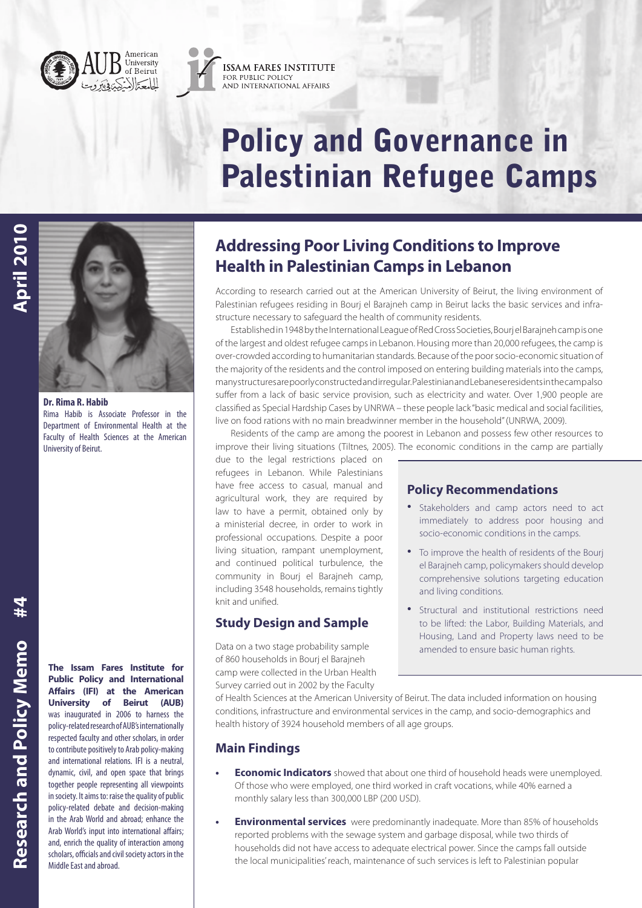# Policy and Governance in Palestinian Refugee Camps

April 2010

Research and Policy Memo #4

**Dr. Rima R. Habib**
Rima Habib is Associate Professor in the Department of Environmental Health at the Faculty of Health Sciences at the American University of Beirut.

**The Issam Fares Institute for Public Policy and International Affairs (IFI) at the American University of Beirut (AUB)** was inaugurated in 2006 to harness the policy-related research of AUB's internationally respected faculty and other scholars, in order to contribute positively to Arab policy-making and international relations. IFI is a neutral, dynamic, civil, and open space that brings together people representing all viewpoints in society. It aims to: raise the quality of public policy-related debate and decision-making in the Arab World and abroad; enhance the Arab World's input into international affairs; and, enrich the quality of interaction among scholars, officials and civil society actors in the Middle East and abroad.

## Addressing Poor Living Conditions to Improve Health in Palestinian Camps in Lebanon

According to research carried out at the American University of Beirut, the living environment of Palestinian refugees residing in Bourj el Barajneh camp in Beirut lacks the basic services and infrastructure necessary to safeguard the health of community residents.

Established in 1948 by the International League of Red Cross Societies, Bourj el Barajneh camp is one of the largest and oldest refugee camps in Lebanon. Housing more than 20,000 refugees, the camp is over-crowded according to humanitarian standards. Because of the poor socio-economic situation of the majority of the residents and the control imposed on entering building materials into the camps, many structures are poorly constructed and irregular. Palestinian and Lebanese residents in the camp also suffer from a lack of basic service provision, such as electricity and water. Over 1,900 people are classified as Special Hardship Cases by UNRWA – these people lack "basic medical and social facilities, live on food rations with no main breadwinner member in the household" (UNRWA, 2009).

Residents of the camp are among the poorest in Lebanon and possess few other resources to improve their living situations (Tiltnes, 2005). The economic conditions in the camp are partially due to the legal restrictions placed on refugees in Lebanon. While Palestinians have free access to casual, manual and agricultural work, they are required by law to have a permit, obtained only by a ministerial decree, in order to work in professional occupations. Despite a poor living situation, rampant unemployment, and continued political turbulence, the community in Bourj el Barajneh camp, including 3548 households, remains tightly knit and unified.

### Policy Recommendations

- Stakeholders and camp actors need to act immediately to address poor housing and socio-economic conditions in the camps.
- To improve the health of residents of the Bourj el Barajneh camp, policymakers should develop comprehensive solutions targeting education and living conditions.
- Structural and institutional restrictions need to be lifted: the Labor, Building Materials, and Housing, Land and Property laws need to be amended to ensure basic human rights.

### Study Design and Sample

Data on a two stage probability sample of 860 households in Bourj el Barajneh camp were collected in the Urban Health Survey carried out in 2002 by the Faculty of Health Sciences at the American University of Beirut. The data included information on housing conditions, infrastructure and environmental services in the camp, and socio-demographics and health history of 3924 household members of all age groups.

### Main Findings

- **Economic Indicators** showed that about one third of household heads were unemployed. Of those who were employed, one third worked in craft vocations, while 40% earned a monthly salary less than 300,000 LBP (200 USD).
- **Environmental services** were predominantly inadequate. More than 85% of households reported problems with the sewage system and garbage disposal, while two thirds of households did not have access to adequate electrical power. Since the camps fall outside the local municipalities' reach, maintenance of such services is left to Palestinian popular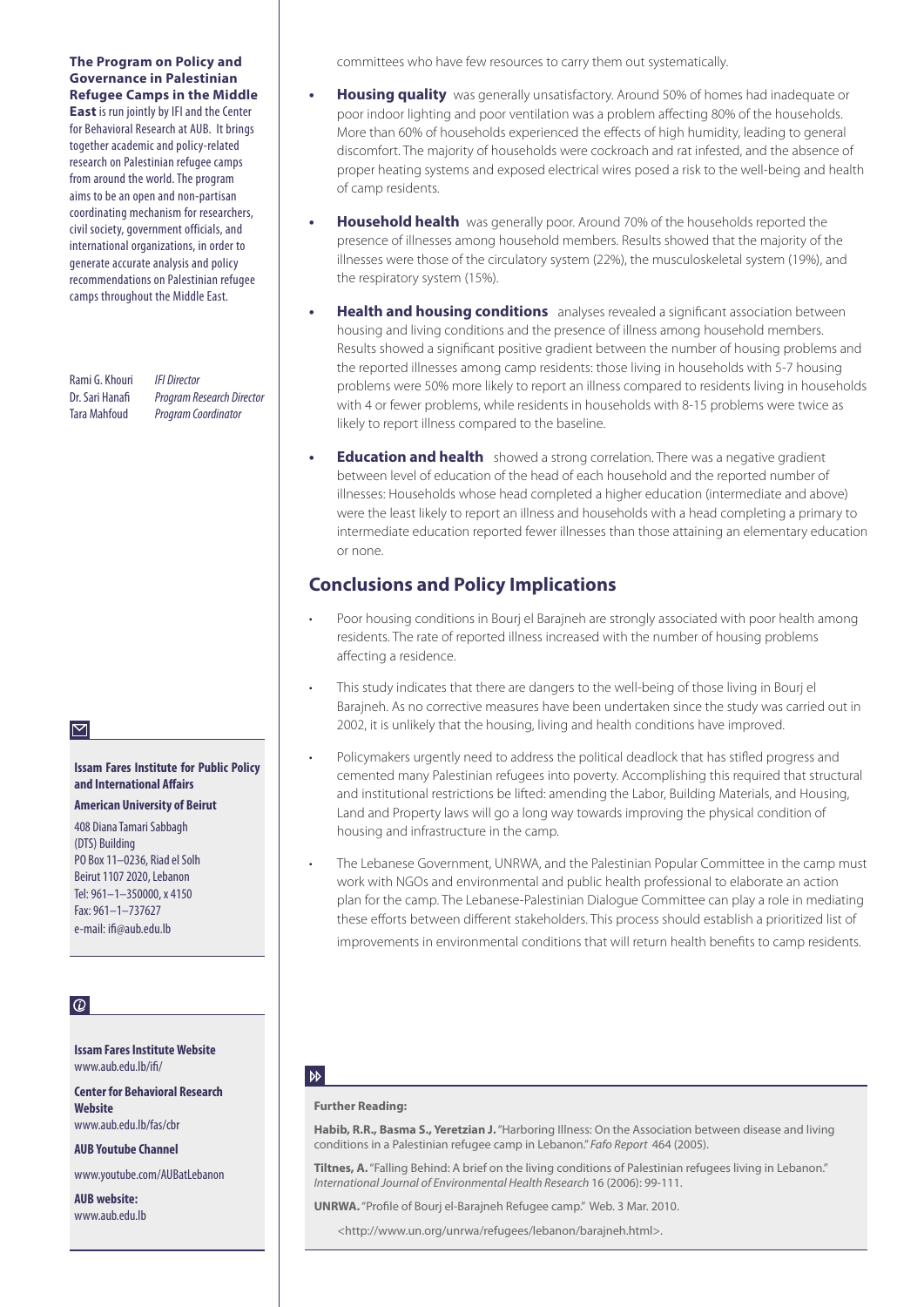committees who have few resources to carry them out systematically.

- **Housing quality** was generally unsatisfactory. Around 50% of homes had inadequate or poor indoor lighting and poor ventilation was a problem affecting 80% of the households. More than 60% of households experienced the effects of high humidity, leading to general discomfort. The majority of households were cockroach and rat infested, and the absence of proper heating systems and exposed electrical wires posed a risk to the well-being and health of camp residents.

- **Household health** was generally poor. Around 70% of the households reported the presence of illnesses among household members. Results showed that the majority of the illnesses were those of the circulatory system (22%), the musculoskeletal system (19%), and the respiratory system (15%).

- **Health and housing conditions** analyses revealed a significant association between housing and living conditions and the presence of illness among household members. Results showed a significant positive gradient between the number of housing problems and the reported illnesses among camp residents: those living in households with 5-7 housing problems were 50% more likely to report an illness compared to residents living in households with 4 or fewer problems, while residents in households with 8-15 problems were twice as likely to report illness compared to the baseline.

- **Education and health** showed a strong correlation. There was a negative gradient between level of education of the head of each household and the reported number of illnesses: Households whose head completed a higher education (intermediate and above) were the least likely to report an illness and households with a head completing a primary to intermediate education reported fewer illnesses than those attaining an elementary education or none.

## Conclusions and Policy Implications

- Poor housing conditions in Bourj el Barajneh are strongly associated with poor health among residents. The rate of reported illness increased with the number of housing problems affecting a residence.

- This study indicates that there are dangers to the well-being of those living in Bourj el Barajneh. As no corrective measures have been undertaken since the study was carried out in 2002, it is unlikely that the housing, living and health conditions have improved.

- Policymakers urgently need to address the political deadlock that has stifled progress and cemented many Palestinian refugees into poverty. Accomplishing this required that structural and institutional restrictions be lifted: amending the Labor, Building Materials, and Housing, Land and Property laws will go a long way towards improving the physical condition of housing and infrastructure in the camp.

- The Lebanese Government, UNRWA, and the Palestinian Popular Committee in the camp must work with NGOs and environmental and public health professional to elaborate an action plan for the camp. The Lebanese-Palestinian Dialogue Committee can play a role in mediating these efforts between different stakeholders. This process should establish a prioritized list of improvements in environmental conditions that will return health benefits to camp residents.

**Further Reading:**

**Habib, R.R., Basma S., Yeretzian J.** "Harboring Illness: On the Association between disease and living conditions in a Palestinian refugee camp in Lebanon." *Fafo Report* 464 (2005).

**Tiltnes, A.** "Falling Behind: A brief on the living conditions of Palestinian refugees living in Lebanon." *International Journal of Environmental Health Research* 16 (2006): 99-111.

**UNRWA.** "Profile of Bourj el-Barajneh Refugee camp." Web. 3 Mar. 2010.

<http://www.un.org/unrwa/refugees/lebanon/barajneh.html>.

**The Program on Policy and Governance in Palestinian Refugee Camps in the Middle East** is run jointly by IFI and the Center for Behavioral Research at AUB. It brings together academic and policy-related research on Palestinian refugee camps from around the world. The program aims to be an open and non-partisan coordinating mechanism for researchers, civil society, government officials, and international organizations, in order to generate accurate analysis and policy recommendations on Palestinian refugee camps throughout the Middle East.

Rami G. Khouri — *IFI Director*
Dr. Sari Hanafi — *Program Research Director*
Tara Mahfoud — *Program Coordinator*

**Issam Fares Institute for Public Policy and International Affairs**

**American University of Beirut**

408 Diana Tamari Sabbagh (DTS) Building
PO Box 11–0236, Riad el Solh
Beirut 1107 2020, Lebanon
Tel: 961–1–350000, x 4150
Fax: 961–1–737627
e-mail: ifi@aub.edu.lb

**Issam Fares Institute Website**
www.aub.edu.lb/ifi/

**Center for Behavioral Research Website**
www.aub.edu.lb/fas/cbr

**AUB Youtube Channel**
www.youtube.com/AUBatLebanon

**AUB website:**
www.aub.edu.lb